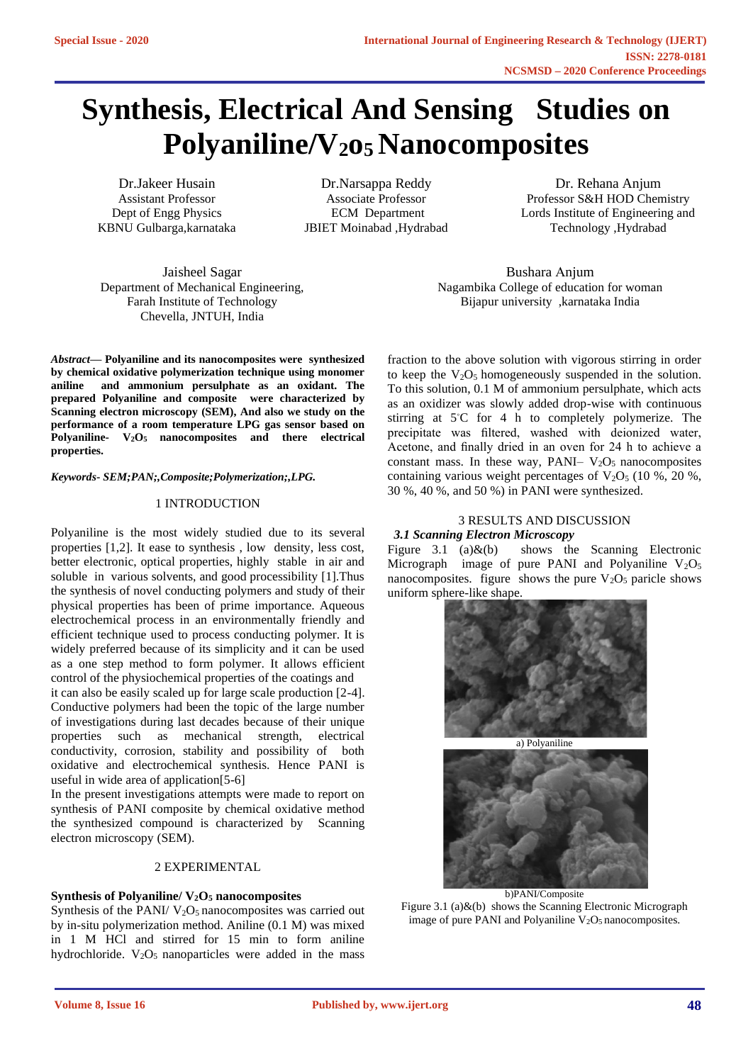# Synthesis, Electrical And Sensing Studies on Polyaniline/$V_2o_5$ Nanocomposites

Dr.Jakeer Husain
Assistant Professor
Dept of Engg Physics
KBNU Gulbarga,karnataka

Dr.Narsappa Reddy
Associate Professor
ECM Department
JBIET Moinabad ,Hydrabad

Dr. Rehana Anjum
Professor S&H HOD Chemistry
Lords Institute of Engineering and Technology ,Hydrabad

Jaisheel Sagar
Department of Mechanical Engineering,
Farah Institute of Technology
Chevella, JNTUH, India

Bushara Anjum
Nagambika College of education for woman
Bijapur university ,karnataka India

***Abstract*— Polyaniline and its nanocomposites were synthesized by chemical oxidative polymerization technique using monomer aniline and ammonium persulphate as an oxidant. The prepared Polyaniline and composite were characterized by Scanning electron microscopy (SEM), And also we study on the performance of a room temperature LPG gas sensor based on Polyaniline- $V_2O_5$ nanocomposites and there electrical properties.**

***Keywords- SEM;PAN;,Composite;Polymerization;,LPG.***

## 1 INTRODUCTION

Polyaniline is the most widely studied due to its several properties [1,2]. It ease to synthesis , low density, less cost, better electronic, optical properties, highly stable in air and soluble in various solvents, and good processibility [1].Thus the synthesis of novel conducting polymers and study of their physical properties has been of prime importance. Aqueous electrochemical process in an environmentally friendly and efficient technique used to process conducting polymer. It is widely preferred because of its simplicity and it can be used as a one step method to form polymer. It allows efficient control of the physiochemical properties of the coatings and it can also be easily scaled up for large scale production [2-4]. Conductive polymers had been the topic of the large number of investigations during last decades because of their unique properties such as mechanical strength, electrical conductivity, corrosion, stability and possibility of both oxidative and electrochemical synthesis. Hence PANI is useful in wide area of application[5-6]

In the present investigations attempts were made to report on synthesis of PANI composite by chemical oxidative method the synthesized compound is characterized by Scanning electron microscopy (SEM).

## 2 EXPERIMENTAL

### Synthesis of Polyaniline/ $V_2O_5$ nanocomposites

Synthesis of the PANI/ $V_2O_5$ nanocomposites was carried out by in-situ polymerization method. Aniline (0.1 M) was mixed in 1 M HCl and stirred for 15 min to form aniline hydrochloride. $V_2O_5$ nanoparticles were added in the mass fraction to the above solution with vigorous stirring in order to keep the $V_2O_5$ homogeneously suspended in the solution. To this solution, 0.1 M of ammonium persulphate, which acts as an oxidizer was slowly added drop-wise with continuous stirring at 5°C for 4 h to completely polymerize. The precipitate was filtered, washed with deionized water, Acetone, and finally dried in an oven for 24 h to achieve a constant mass. In these way, PANI– $V_2O_5$ nanocomposites containing various weight percentages of $V_2O_5$ (10 %, 20 %, 30 %, 40 %, and 50 %) in PANI were synthesized.

## 3 RESULTS AND DISCUSSION

### *3.1 Scanning Electron Microscopy*

Figure 3.1 (a)&(b) shows the Scanning Electronic Micrograph image of pure PANI and Polyaniline $V_2O_5$ nanocomposites. figure shows the pure $V_2O_5$ paricle shows uniform sphere-like shape.

a) Polyaniline

b)PANI/Composite

Figure 3.1 (a)&(b) shows the Scanning Electronic Micrograph image of pure PANI and Polyaniline $V_2O_5$ nanocomposites.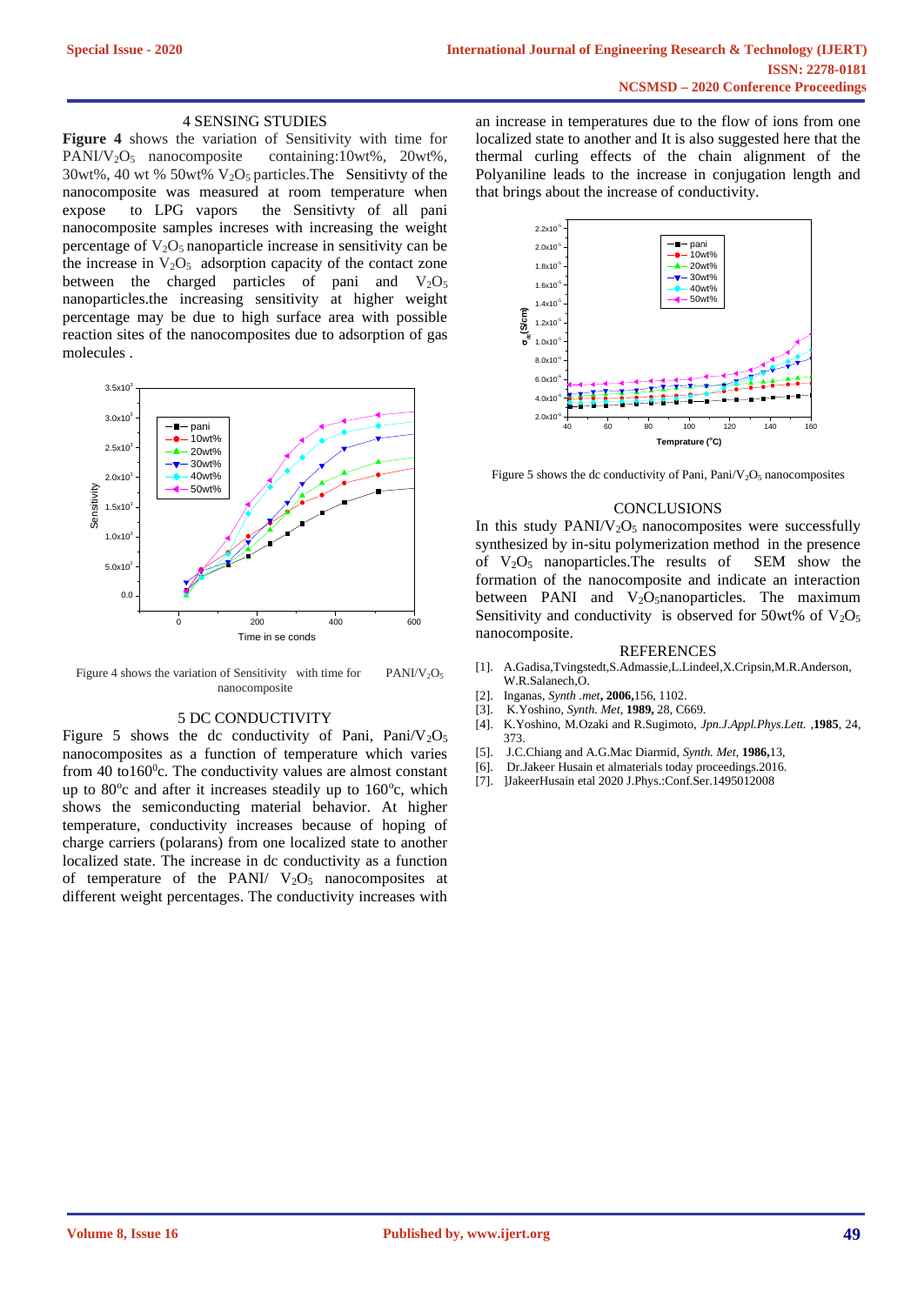## 4 SENSING STUDIES

**Figure 4** shows the variation of Sensitivity with time for $PANI/V_2O_5$ nanocomposite containing:10wt%, 20wt%, 30wt%, 40 wt % 50wt% $V_2O_5$ particles.The Sensitivty of the nanocomposite was measured at room temperature when expose to LPG vapors the Sensitivty of all pani nanocomposite samples increses with increasing the weight percentage of $V_2O_5$ nanoparticle increase in sensitivity can be the increase in $V_2O_5$ adsorption capacity of the contact zone between the charged particles of pani and $V_2O_5$ nanoparticles.the increasing sensitivity at higher weight percentage may be due to high surface area with possible reaction sites of the nanocomposites due to adsorption of gas molecules .

3.5x10³
3.0x10³
2.5x10³
2.0x10³
1.5x10³
1.0x10³
5.0x10²
0.0
Sensitivity
0
200
400
600
Time in se conds
pani
10wt%
20wt%
30wt%
40wt%
50wt%

Figure 4 shows the variation of Sensitivity with time for $PANI/V_2O_5$ nanocomposite

## 5 DC CONDUCTIVITY

Figure 5 shows the dc conductivity of Pani, $Pani/V_2O_5$ nanocomposites as a function of temperature which varies from 40 to160$^0$c. The conductivity values are almost constant up to 80$^o$c and after it increases steadily up to 160$^o$c, which shows the semiconducting material behavior. At higher temperature, conductivity increases because of hoping of charge carriers (polarans) from one localized state to another localized state. The increase in dc conductivity as a function of temperature of the PANI/ $V_2O_5$ nanocomposites at different weight percentages. The conductivity increases with an increase in temperatures due to the flow of ions from one localized state to another and It is also suggested here that the thermal curling effects of the chain alignment of the Polyaniline leads to the increase in conjugation length and that brings about the increase of conductivity.

2.2x10⁻⁶
2.0x10⁻⁶
1.8x10⁻⁶
1.6x10⁻⁶
1.4x10⁻⁶
1.2x10⁻⁶
1.0x10⁻⁶
8.0x10⁻⁶
6.0x10⁻⁶
4.0x10⁻⁶
2.0x10⁻⁶
$\sigma_{dc}$ (S/cm)
40
60
80
100
120
140
160
Temprature (°C)
pani
10wt%
20wt%
30wt%
40wt%
50wt%

Figure 5 shows the dc conductivity of Pani, $Pani/V_2O_5$ nanocomposites

## CONCLUSIONS

In this study $PANI/V_2O_5$ nanocomposites were successfully synthesized by in-situ polymerization method in the presence of $V_2O_5$ nanoparticles.The results of SEM show the formation of the nanocomposite and indicate an interaction between PANI and $V_2O_5$nanoparticles. The maximum Sensitivity and conductivity is observed for 50wt% of $V_2O_5$ nanocomposite.

## REFERENCES

[1]. A.Gadisa,Tvingstedt,S.Admassie,L.Lindeel,X.Cripsin,M.R.Anderson, W.R.Salanech,O.
[2]. Inganas, *Synth .met*, **2006,**156, 1102.
[3]. K.Yoshino, *Synth. Met*, **1989,** 28, C669.
[4]. K.Yoshino, M.Ozaki and R.Sugimoto, *Jpn.J.Appl.Phys.Lett.* ,**1985**, 24, 373.
[5]. J.C.Chiang and A.G.Mac Diarmid, *Synth. Met*, **1986,**13,
[6]. Dr.Jakeer Husain et almaterials today proceedings.2016.
[7]. ]JakeerHusain etal 2020 J.Phys.:Conf.Ser.1495012008